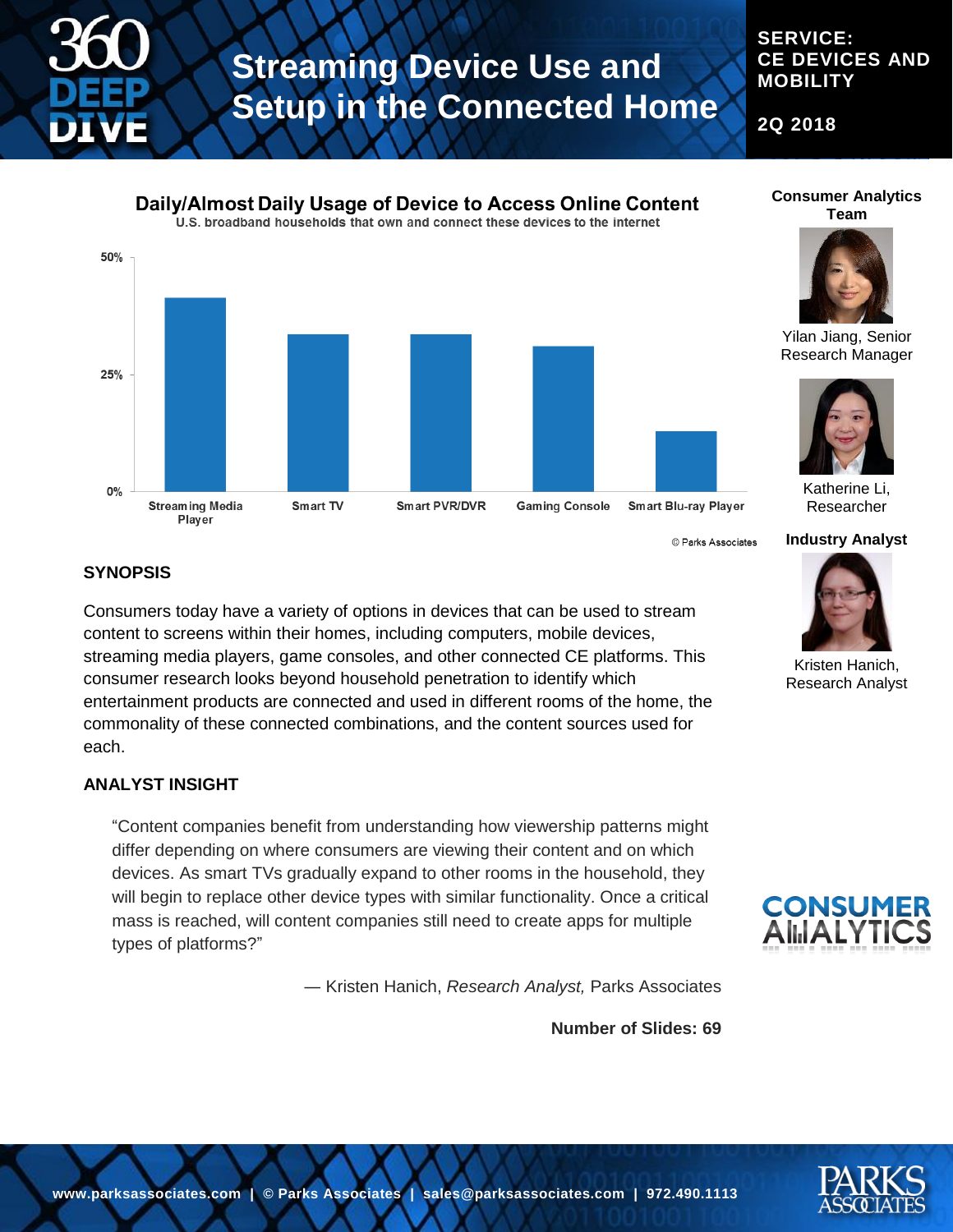# Streaming Device Use and Setup in the Connected Home

**360 DEEP DIVE**

**SERVICE: CE DEVICES AND MOBILITY**

**2Q 2018**

**Daily/Almost Daily Usage of Device to Access Online Content**

U.S. broadband households that own and connect these devices to the internet

| Device | Approximate Share |
| --- | --- |
| Streaming Media Player | ~41% |
| Smart TV | ~33% |
| Smart PVR/DVR | ~33% |
| Gaming Console | ~31% |
| Smart Blu-ray Player | ~13% |

© Parks Associates

## SYNOPSIS

Consumers today have a variety of options in devices that can be used to stream content to screens within their homes, including computers, mobile devices, streaming media players, game consoles, and other connected CE platforms. This consumer research looks beyond household penetration to identify which entertainment products are connected and used in different rooms of the home, the commonality of these connected combinations, and the content sources used for each.

## ANALYST INSIGHT

"Content companies benefit from understanding how viewership patterns might differ depending on where consumers are viewing their content and on which devices. As smart TVs gradually expand to other rooms in the household, they will begin to replace other device types with similar functionality. Once a critical mass is reached, will content companies still need to create apps for multiple types of platforms?"

— Kristen Hanich, *Research Analyst,* Parks Associates

**Number of Slides: 69**

**Consumer Analytics Team**

Yilan Jiang, Senior Research Manager

Katherine Li, Researcher

**Industry Analyst**

Kristen Hanich, Research Analyst

CONSUMER ANALYTICS

www.parksassociates.com | © Parks Associates | sales@parksassociates.com | 972.490.1113

PARKS ASSOCIATES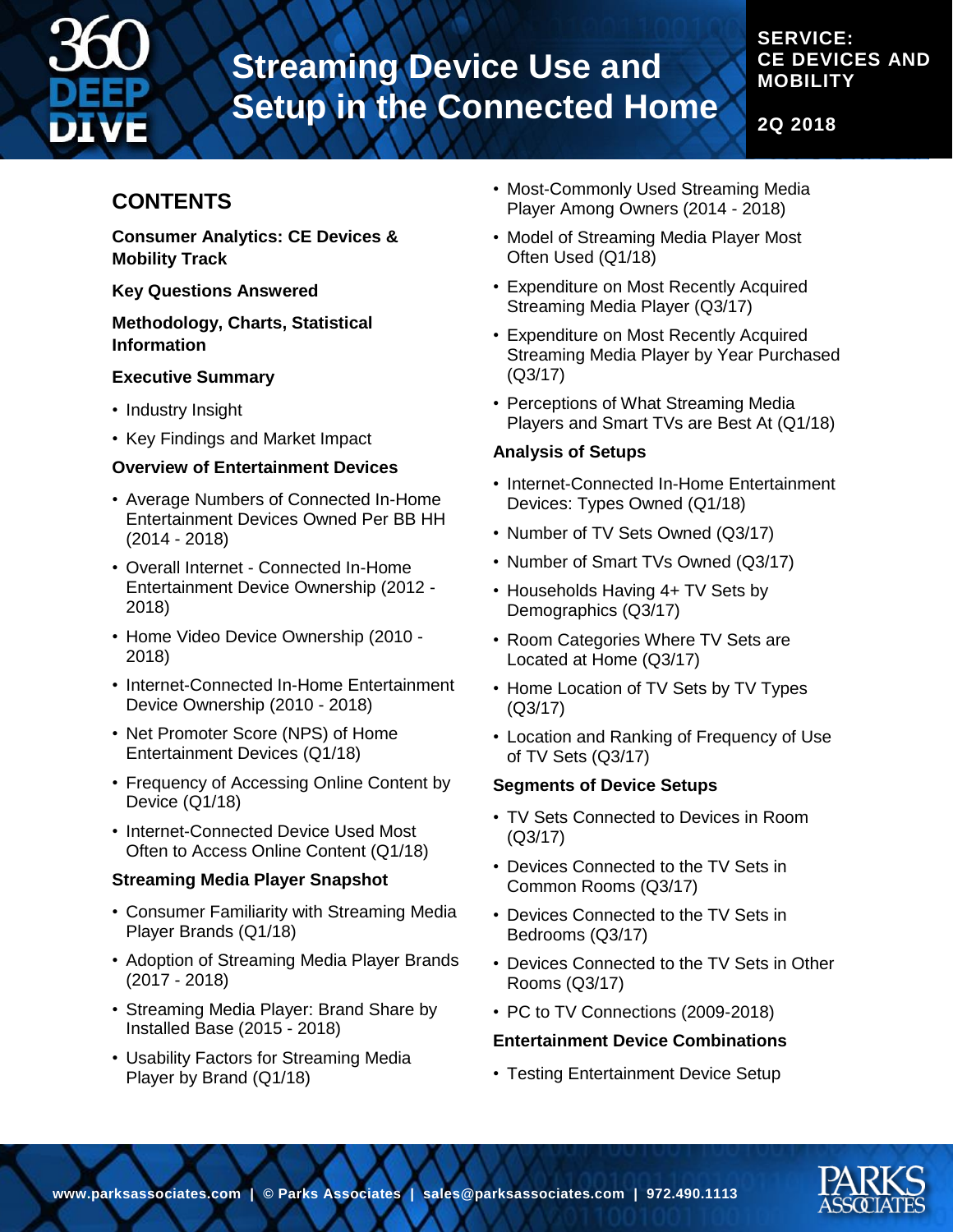# Streaming Device Use and Setup in the Connected Home

**SERVICE: CE DEVICES AND MOBILITY**

**2Q 2018**

## CONTENTS

**Consumer Analytics: CE Devices & Mobility Track**

**Key Questions Answered**

**Methodology, Charts, Statistical Information**

**Executive Summary**

- Industry Insight
- Key Findings and Market Impact

**Overview of Entertainment Devices**

- Average Numbers of Connected In-Home Entertainment Devices Owned Per BB HH (2014 - 2018)
- Overall Internet - Connected In-Home Entertainment Device Ownership (2012 - 2018)
- Home Video Device Ownership (2010 - 2018)
- Internet-Connected In-Home Entertainment Device Ownership (2010 - 2018)
- Net Promoter Score (NPS) of Home Entertainment Devices (Q1/18)
- Frequency of Accessing Online Content by Device (Q1/18)
- Internet-Connected Device Used Most Often to Access Online Content (Q1/18)

**Streaming Media Player Snapshot**

- Consumer Familiarity with Streaming Media Player Brands (Q1/18)
- Adoption of Streaming Media Player Brands (2017 - 2018)
- Streaming Media Player: Brand Share by Installed Base (2015 - 2018)
- Usability Factors for Streaming Media Player by Brand (Q1/18)
- Most-Commonly Used Streaming Media Player Among Owners (2014 - 2018)
- Model of Streaming Media Player Most Often Used (Q1/18)
- Expenditure on Most Recently Acquired Streaming Media Player (Q3/17)
- Expenditure on Most Recently Acquired Streaming Media Player by Year Purchased (Q3/17)
- Perceptions of What Streaming Media Players and Smart TVs are Best At (Q1/18)

**Analysis of Setups**

- Internet-Connected In-Home Entertainment Devices: Types Owned (Q1/18)
- Number of TV Sets Owned (Q3/17)
- Number of Smart TVs Owned (Q3/17)
- Households Having 4+ TV Sets by Demographics (Q3/17)
- Room Categories Where TV Sets are Located at Home (Q3/17)
- Home Location of TV Sets by TV Types (Q3/17)
- Location and Ranking of Frequency of Use of TV Sets (Q3/17)

**Segments of Device Setups**

- TV Sets Connected to Devices in Room (Q3/17)
- Devices Connected to the TV Sets in Common Rooms (Q3/17)
- Devices Connected to the TV Sets in Bedrooms (Q3/17)
- Devices Connected to the TV Sets in Other Rooms (Q3/17)
- PC to TV Connections (2009-2018)

**Entertainment Device Combinations**

- Testing Entertainment Device Setup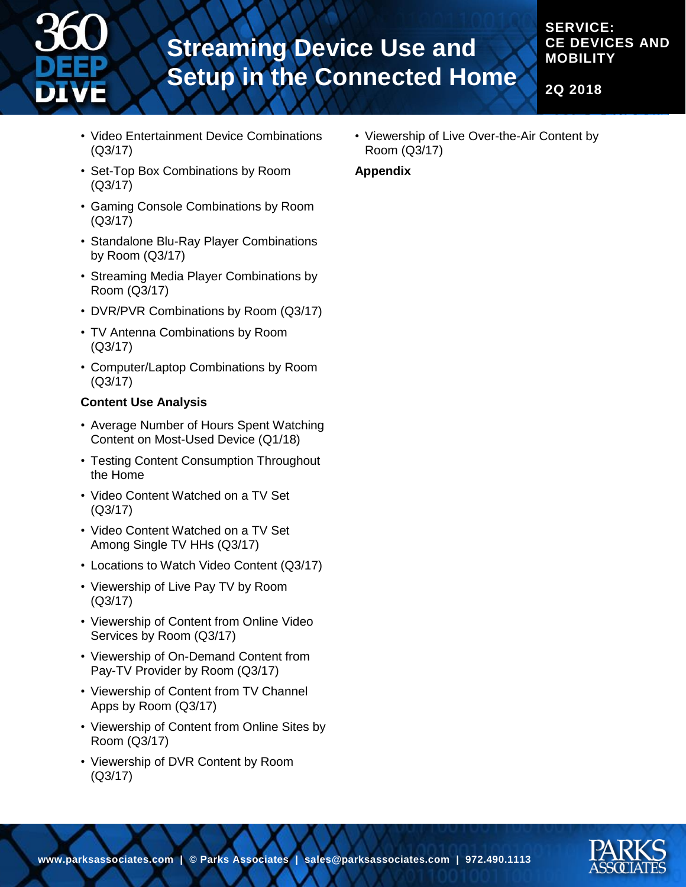- Video Entertainment Device Combinations (Q3/17)
- Set-Top Box Combinations by Room (Q3/17)
- Gaming Console Combinations by Room (Q3/17)
- Standalone Blu-Ray Player Combinations by Room (Q3/17)
- Streaming Media Player Combinations by Room (Q3/17)
- DVR/PVR Combinations by Room (Q3/17)
- TV Antenna Combinations by Room (Q3/17)
- Computer/Laptop Combinations by Room (Q3/17)

**Content Use Analysis**

- Average Number of Hours Spent Watching Content on Most-Used Device (Q1/18)
- Testing Content Consumption Throughout the Home
- Video Content Watched on a TV Set (Q3/17)
- Video Content Watched on a TV Set Among Single TV HHs (Q3/17)
- Locations to Watch Video Content (Q3/17)
- Viewership of Live Pay TV by Room (Q3/17)
- Viewership of Content from Online Video Services by Room (Q3/17)
- Viewership of On-Demand Content from Pay-TV Provider by Room (Q3/17)
- Viewership of Content from TV Channel Apps by Room (Q3/17)
- Viewership of Content from Online Sites by Room (Q3/17)
- Viewership of DVR Content by Room (Q3/17)
- Viewership of Live Over-the-Air Content by Room (Q3/17)

**Appendix**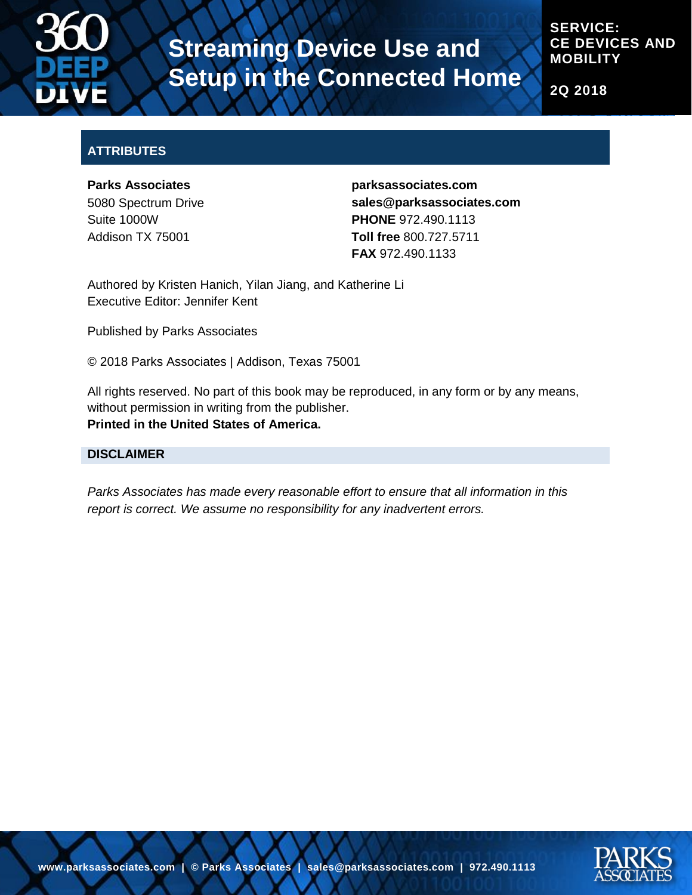# Streaming Device Use and Setup in the Connected Home

**SERVICE: CE DEVICES AND MOBILITY**

**2Q 2018**

## ATTRIBUTES

**Parks Associates**
5080 Spectrum Drive
Suite 1000W
Addison TX 75001

**parksassociates.com**
**sales@parksassociates.com**
**PHONE** 972.490.1113
**Toll free** 800.727.5711
**FAX** 972.490.1133

Authored by Kristen Hanich, Yilan Jiang, and Katherine Li
Executive Editor: Jennifer Kent

Published by Parks Associates

© 2018 Parks Associates | Addison, Texas 75001

All rights reserved. No part of this book may be reproduced, in any form or by any means, without permission in writing from the publisher.
**Printed in the United States of America.**

## DISCLAIMER

*Parks Associates has made every reasonable effort to ensure that all information in this report is correct. We assume no responsibility for any inadvertent errors.*